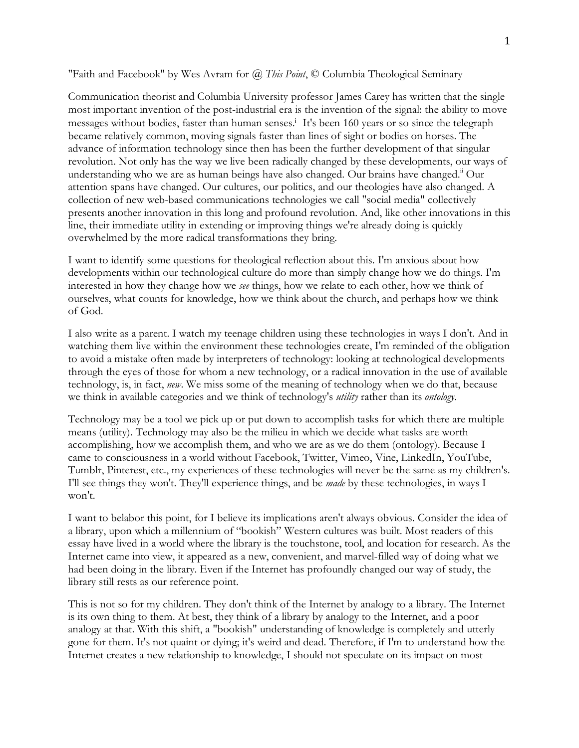"Faith and Facebook" by Wes Avram for @ *This Point*, © Columbia Theological Seminary

Communication theorist and Columbia University professor James Carey has written that the single most important invention of the post-industrial era is the invention of the signal: the ability to move messages without bodies, faster than human senses.[i] It's been 160 years or so since the telegraph became relatively common, moving signals faster than lines of sight or bodies on horses. The advance of information technology since then has been the further development of that singular revolution. Not only has the way we live been radically changed by these developments, our ways of understanding who we are as human beings have also changed. Our brains have changed.[ii] Our attention spans have changed. Our cultures, our politics, and our theologies have also changed. A collection of new web-based communications technologies we call "social media" collectively presents another innovation in this long and profound revolution. And, like other innovations in this line, their immediate utility in extending or improving things we're already doing is quickly overwhelmed by the more radical transformations they bring.

I want to identify some questions for theological reflection about this. I'm anxious about how developments within our technological culture do more than simply change how we do things. I'm interested in how they change how we *see* things, how we relate to each other, how we think of ourselves, what counts for knowledge, how we think about the church, and perhaps how we think of God.

I also write as a parent. I watch my teenage children using these technologies in ways I don't. And in watching them live within the environment these technologies create, I'm reminded of the obligation to avoid a mistake often made by interpreters of technology: looking at technological developments through the eyes of those for whom a new technology, or a radical innovation in the use of available technology, is, in fact, *new*. We miss some of the meaning of technology when we do that, because we think in available categories and we think of technology's *utility* rather than its *ontology*.

Technology may be a tool we pick up or put down to accomplish tasks for which there are multiple means (utility). Technology may also be the milieu in which we decide what tasks are worth accomplishing, how we accomplish them, and who we are as we do them (ontology). Because I came to consciousness in a world without Facebook, Twitter, Vimeo, Vine, LinkedIn, YouTube, Tumblr, Pinterest, etc., my experiences of these technologies will never be the same as my children's. I'll see things they won't. They'll experience things, and be *made* by these technologies, in ways I won't.

I want to belabor this point, for I believe its implications aren't always obvious. Consider the idea of a library, upon which a millennium of "bookish" Western cultures was built. Most readers of this essay have lived in a world where the library is the touchstone, tool, and location for research. As the Internet came into view, it appeared as a new, convenient, and marvel-filled way of doing what we had been doing in the library. Even if the Internet has profoundly changed our way of study, the library still rests as our reference point.

This is not so for my children. They don't think of the Internet by analogy to a library. The Internet is its own thing to them. At best, they think of a library by analogy to the Internet, and a poor analogy at that. With this shift, a "bookish" understanding of knowledge is completely and utterly gone for them. It's not quaint or dying; it's weird and dead. Therefore, if I'm to understand how the Internet creates a new relationship to knowledge, I should not speculate on its impact on most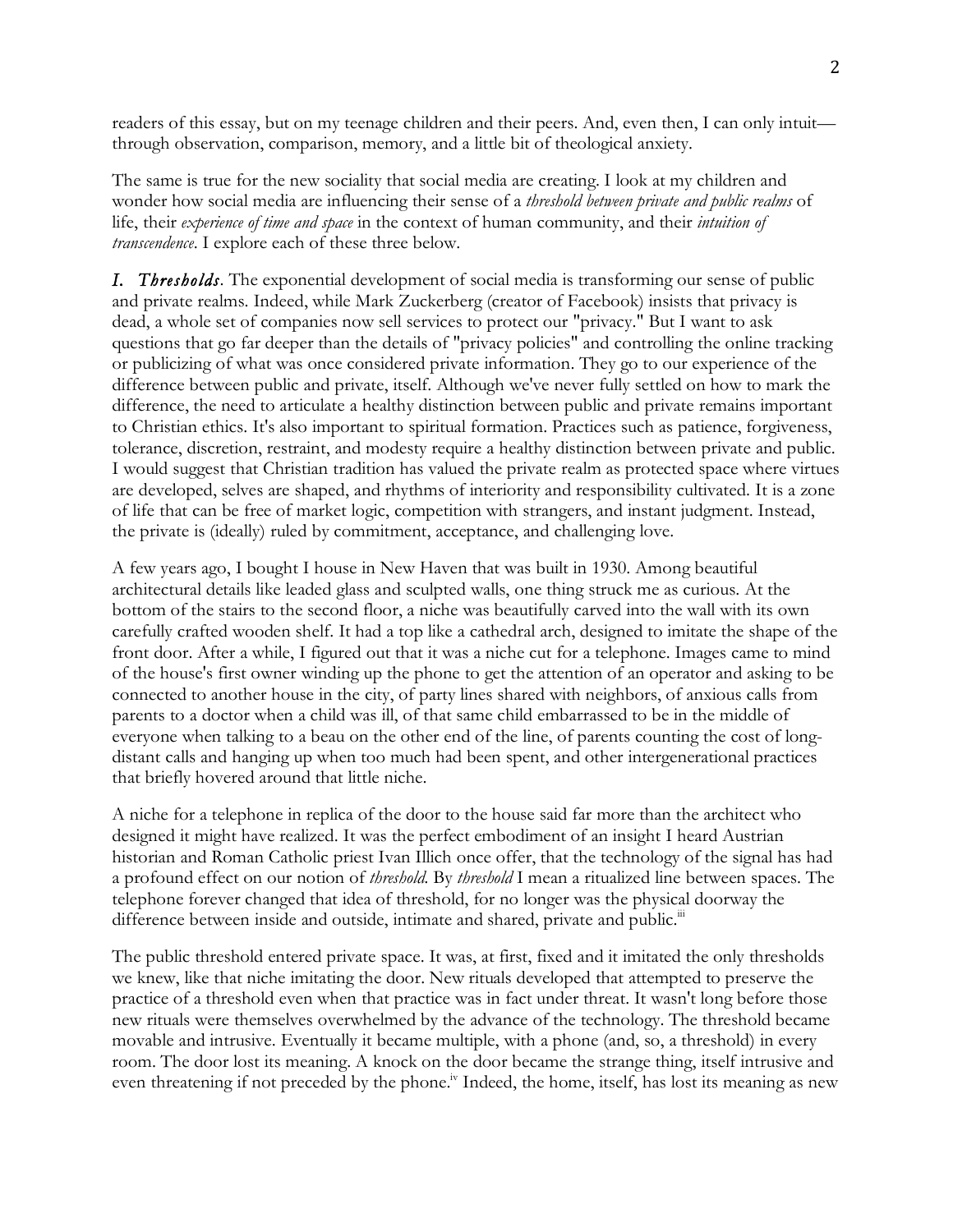readers of this essay, but on my teenage children and their peers. And, even then, I can only intuit—through observation, comparison, memory, and a little bit of theological anxiety.

The same is true for the new sociality that social media are creating. I look at my children and wonder how social media are influencing their sense of a *threshold between private and public realms* of life, their *experience of time and space* in the context of human community, and their *intuition of transcendence*. I explore each of these three below.

***I. Thresholds***. The exponential development of social media is transforming our sense of public and private realms. Indeed, while Mark Zuckerberg (creator of Facebook) insists that privacy is dead, a whole set of companies now sell services to protect our "privacy." But I want to ask questions that go far deeper than the details of "privacy policies" and controlling the online tracking or publicizing of what was once considered private information. They go to our experience of the difference between public and private, itself. Although we've never fully settled on how to mark the difference, the need to articulate a healthy distinction between public and private remains important to Christian ethics. It's also important to spiritual formation. Practices such as patience, forgiveness, tolerance, discretion, restraint, and modesty require a healthy distinction between private and public. I would suggest that Christian tradition has valued the private realm as protected space where virtues are developed, selves are shaped, and rhythms of interiority and responsibility cultivated. It is a zone of life that can be free of market logic, competition with strangers, and instant judgment. Instead, the private is (ideally) ruled by commitment, acceptance, and challenging love.

A few years ago, I bought I house in New Haven that was built in 1930. Among beautiful architectural details like leaded glass and sculpted walls, one thing struck me as curious. At the bottom of the stairs to the second floor, a niche was beautifully carved into the wall with its own carefully crafted wooden shelf. It had a top like a cathedral arch, designed to imitate the shape of the front door. After a while, I figured out that it was a niche cut for a telephone. Images came to mind of the house's first owner winding up the phone to get the attention of an operator and asking to be connected to another house in the city, of party lines shared with neighbors, of anxious calls from parents to a doctor when a child was ill, of that same child embarrassed to be in the middle of everyone when talking to a beau on the other end of the line, of parents counting the cost of long-distant calls and hanging up when too much had been spent, and other intergenerational practices that briefly hovered around that little niche.

A niche for a telephone in replica of the door to the house said far more than the architect who designed it might have realized. It was the perfect embodiment of an insight I heard Austrian historian and Roman Catholic priest Ivan Illich once offer, that the technology of the signal has had a profound effect on our notion of *threshold*. By *threshold* I mean a ritualized line between spaces. The telephone forever changed that idea of threshold, for no longer was the physical doorway the difference between inside and outside, intimate and shared, private and public.[iii]

The public threshold entered private space. It was, at first, fixed and it imitated the only thresholds we knew, like that niche imitating the door. New rituals developed that attempted to preserve the practice of a threshold even when that practice was in fact under threat. It wasn't long before those new rituals were themselves overwhelmed by the advance of the technology. The threshold became movable and intrusive. Eventually it became multiple, with a phone (and, so, a threshold) in every room. The door lost its meaning. A knock on the door became the strange thing, itself intrusive and even threatening if not preceded by the phone.[iv] Indeed, the home, itself, has lost its meaning as new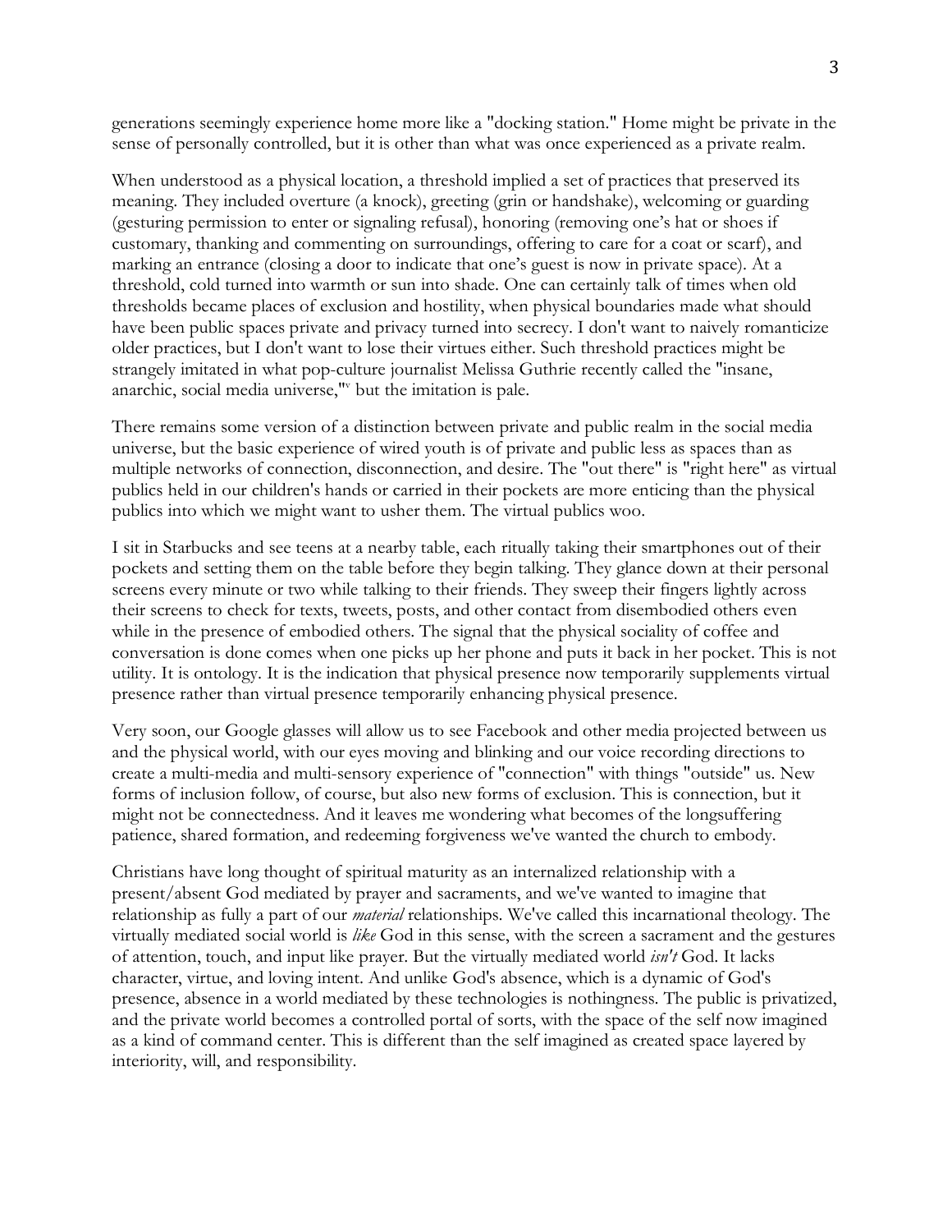generations seemingly experience home more like a "docking station." Home might be private in the sense of personally controlled, but it is other than what was once experienced as a private realm.

When understood as a physical location, a threshold implied a set of practices that preserved its meaning. They included overture (a knock), greeting (grin or handshake), welcoming or guarding (gesturing permission to enter or signaling refusal), honoring (removing one's hat or shoes if customary, thanking and commenting on surroundings, offering to care for a coat or scarf), and marking an entrance (closing a door to indicate that one's guest is now in private space). At a threshold, cold turned into warmth or sun into shade. One can certainly talk of times when old thresholds became places of exclusion and hostility, when physical boundaries made what should have been public spaces private and privacy turned into secrecy. I don't want to naively romanticize older practices, but I don't want to lose their virtues either. Such threshold practices might be strangely imitated in what pop-culture journalist Melissa Guthrie recently called the "insane, anarchic, social media universe,"[v] but the imitation is pale.

There remains some version of a distinction between private and public realm in the social media universe, but the basic experience of wired youth is of private and public less as spaces than as multiple networks of connection, disconnection, and desire. The "out there" is "right here" as virtual publics held in our children's hands or carried in their pockets are more enticing than the physical publics into which we might want to usher them. The virtual publics woo.

I sit in Starbucks and see teens at a nearby table, each ritually taking their smartphones out of their pockets and setting them on the table before they begin talking. They glance down at their personal screens every minute or two while talking to their friends. They sweep their fingers lightly across their screens to check for texts, tweets, posts, and other contact from disembodied others even while in the presence of embodied others. The signal that the physical sociality of coffee and conversation is done comes when one picks up her phone and puts it back in her pocket. This is not utility. It is ontology. It is the indication that physical presence now temporarily supplements virtual presence rather than virtual presence temporarily enhancing physical presence.

Very soon, our Google glasses will allow us to see Facebook and other media projected between us and the physical world, with our eyes moving and blinking and our voice recording directions to create a multi-media and multi-sensory experience of "connection" with things "outside" us. New forms of inclusion follow, of course, but also new forms of exclusion. This is connection, but it might not be connectedness. And it leaves me wondering what becomes of the longsuffering patience, shared formation, and redeeming forgiveness we've wanted the church to embody.

Christians have long thought of spiritual maturity as an internalized relationship with a present/absent God mediated by prayer and sacraments, and we've wanted to imagine that relationship as fully a part of our *material* relationships. We've called this incarnational theology. The virtually mediated social world is *like* God in this sense, with the screen a sacrament and the gestures of attention, touch, and input like prayer. But the virtually mediated world *isn't* God. It lacks character, virtue, and loving intent. And unlike God's absence, which is a dynamic of God's presence, absence in a world mediated by these technologies is nothingness. The public is privatized, and the private world becomes a controlled portal of sorts, with the space of the self now imagined as a kind of command center. This is different than the self imagined as created space layered by interiority, will, and responsibility.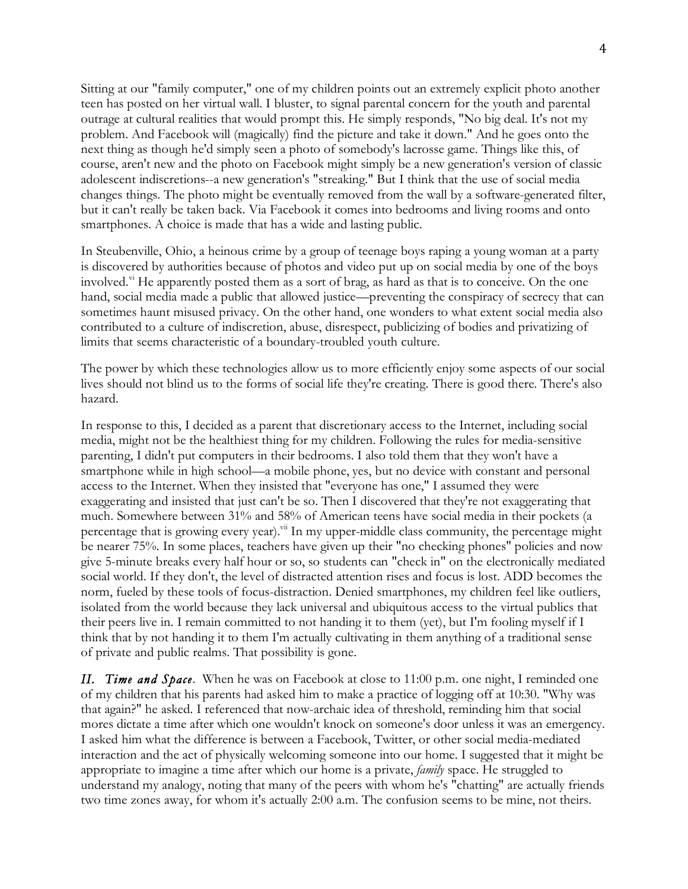Sitting at our "family computer," one of my children points out an extremely explicit photo another teen has posted on her virtual wall. I bluster, to signal parental concern for the youth and parental outrage at cultural realities that would prompt this. He simply responds, "No big deal. It's not my problem. And Facebook will (magically) find the picture and take it down." And he goes onto the next thing as though he'd simply seen a photo of somebody's lacrosse game. Things like this, of course, aren't new and the photo on Facebook might simply be a new generation's version of classic adolescent indiscretions--a new generation's "streaking." But I think that the use of social media changes things. The photo might be eventually removed from the wall by a software-generated filter, but it can't really be taken back. Via Facebook it comes into bedrooms and living rooms and onto smartphones. A choice is made that has a wide and lasting public.

In Steubenville, Ohio, a heinous crime by a group of teenage boys raping a young woman at a party is discovered by authorities because of photos and video put up on social media by one of the boys involved.[vi] He apparently posted them as a sort of brag, as hard as that is to conceive. On the one hand, social media made a public that allowed justice—preventing the conspiracy of secrecy that can sometimes haunt misused privacy. On the other hand, one wonders to what extent social media also contributed to a culture of indiscretion, abuse, disrespect, publicizing of bodies and privatizing of limits that seems characteristic of a boundary-troubled youth culture.

The power by which these technologies allow us to more efficiently enjoy some aspects of our social lives should not blind us to the forms of social life they're creating. There is good there. There's also hazard.

In response to this, I decided as a parent that discretionary access to the Internet, including social media, might not be the healthiest thing for my children. Following the rules for media-sensitive parenting, I didn't put computers in their bedrooms. I also told them that they won't have a smartphone while in high school—a mobile phone, yes, but no device with constant and personal access to the Internet. When they insisted that "everyone has one," I assumed they were exaggerating and insisted that just can't be so. Then I discovered that they're not exaggerating that much. Somewhere between 31% and 58% of American teens have social media in their pockets (a percentage that is growing every year).[vii] In my upper-middle class community, the percentage might be nearer 75%. In some places, teachers have given up their "no checking phones" policies and now give 5-minute breaks every half hour or so, so students can "check in" on the electronically mediated social world. If they don't, the level of distracted attention rises and focus is lost. ADD becomes the norm, fueled by these tools of focus-distraction. Denied smartphones, my children feel like outliers, isolated from the world because they lack universal and ubiquitous access to the virtual publics that their peers live in. I remain committed to not handing it to them (yet), but I'm fooling myself if I think that by not handing it to them I'm actually cultivating in them anything of a traditional sense of private and public realms. That possibility is gone.

***II. Time and Space*.** When he was on Facebook at close to 11:00 p.m. one night, I reminded one of my children that his parents had asked him to make a practice of logging off at 10:30. "Why was that again?" he asked. I referenced that now-archaic idea of threshold, reminding him that social mores dictate a time after which one wouldn't knock on someone's door unless it was an emergency. I asked him what the difference is between a Facebook, Twitter, or other social media-mediated interaction and the act of physically welcoming someone into our home. I suggested that it might be appropriate to imagine a time after which our home is a private, *family* space. He struggled to understand my analogy, noting that many of the peers with whom he's "chatting" are actually friends two time zones away, for whom it's actually 2:00 a.m. The confusion seems to be mine, not theirs.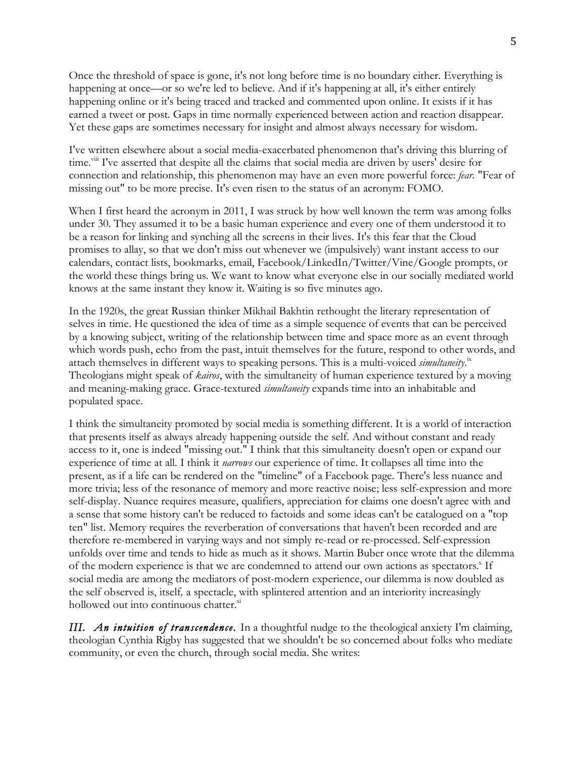Once the threshold of space is gone, it's not long before time is no boundary either. Everything is happening at once—or so we're led to believe. And if it's happening at all, it's either entirely happening online or it's being traced and tracked and commented upon online. It exists if it has earned a tweet or post. Gaps in time normally experienced between action and reaction disappear. Yet these gaps are sometimes necessary for insight and almost always necessary for wisdom.

I've written elsewhere about a social media-exacerbated phenomenon that's driving this blurring of time.[viii] I've asserted that despite all the claims that social media are driven by users' desire for connection and relationship, this phenomenon may have an even more powerful force: *fear*. "Fear of missing out" to be more precise. It's even risen to the status of an acronym: FOMO.

When I first heard the acronym in 2011, I was struck by how well known the term was among folks under 30. They assumed it to be a basic human experience and every one of them understood it to be a reason for linking and synching all the screens in their lives. It's this fear that the Cloud promises to allay, so that we don't miss out whenever we (impulsively) want instant access to our calendars, contact lists, bookmarks, email, Facebook/LinkedIn/Twitter/Vine/Google prompts, or the world these things bring us. We want to know what everyone else in our socially mediated world knows at the same instant they know it. Waiting is so five minutes ago.

In the 1920s, the great Russian thinker Mikhail Bakhtin rethought the literary representation of selves in time. He questioned the idea of time as a simple sequence of events that can be perceived by a knowing subject, writing of the relationship between time and space more as an event through which words push, echo from the past, intuit themselves for the future, respond to other words, and attach themselves in different ways to speaking persons. This is a multi-voiced *simultaneity*.[ix] Theologians might speak of *kairos*, with the simultaneity of human experience textured by a moving and meaning-making grace. Grace-textured *simultaneity* expands time into an inhabitable and populated space.

I think the simultaneity promoted by social media is something different. It is a world of interaction that presents itself as always already happening outside the self. And without constant and ready access to it, one is indeed "missing out." I think that this simultaneity doesn't open or expand our experience of time at all. I think it *narrows* our experience of time. It collapses all time into the present, as if a life can be rendered on the "timeline" of a Facebook page. There's less nuance and more trivia; less of the resonance of memory and more reactive noise; less self-expression and more self-display. Nuance requires measure, qualifiers, appreciation for claims one doesn't agree with and a sense that some history can't be reduced to factoids and some ideas can't be catalogued on a "top ten" list. Memory requires the reverberation of conversations that haven't been recorded and are therefore re-membered in varying ways and not simply re-read or re-processed. Self-expression unfolds over time and tends to hide as much as it shows. Martin Buber once wrote that the dilemma of the modern experience is that we are condemned to attend our own actions as spectators.[x] If social media are among the mediators of post-modern experience, our dilemma is now doubled as the self observed is, itself, a spectacle, with splintered attention and an interiority increasingly hollowed out into continuous chatter.[xi]

***III. An intuition of transcendence.*** In a thoughtful nudge to the theological anxiety I'm claiming, theologian Cynthia Rigby has suggested that we shouldn't be so concerned about folks who mediate community, or even the church, through social media. She writes: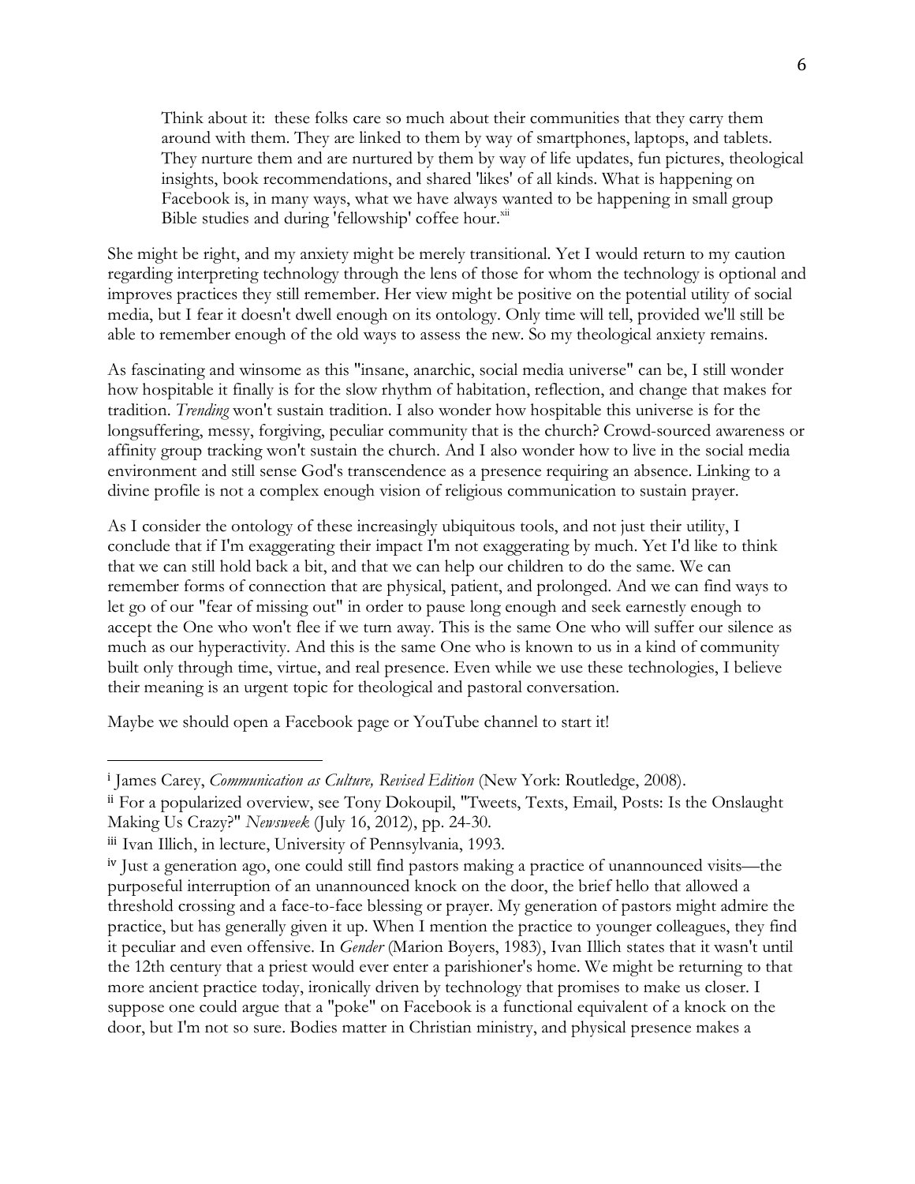> Think about it: these folks care so much about their communities that they carry them around with them. They are linked to them by way of smartphones, laptops, and tablets. They nurture them and are nurtured by them by way of life updates, fun pictures, theological insights, book recommendations, and shared 'likes' of all kinds. What is happening on Facebook is, in many ways, what we have always wanted to be happening in small group Bible studies and during 'fellowship' coffee hour.[xii]

She might be right, and my anxiety might be merely transitional. Yet I would return to my caution regarding interpreting technology through the lens of those for whom the technology is optional and improves practices they still remember. Her view might be positive on the potential utility of social media, but I fear it doesn't dwell enough on its ontology. Only time will tell, provided we'll still be able to remember enough of the old ways to assess the new. So my theological anxiety remains.

As fascinating and winsome as this "insane, anarchic, social media universe" can be, I still wonder how hospitable it finally is for the slow rhythm of habitation, reflection, and change that makes for tradition. *Trending* won't sustain tradition. I also wonder how hospitable this universe is for the longsuffering, messy, forgiving, peculiar community that is the church? Crowd-sourced awareness or affinity group tracking won't sustain the church. And I also wonder how to live in the social media environment and still sense God's transcendence as a presence requiring an absence. Linking to a divine profile is not a complex enough vision of religious communication to sustain prayer.

As I consider the ontology of these increasingly ubiquitous tools, and not just their utility, I conclude that if I'm exaggerating their impact I'm not exaggerating by much. Yet I'd like to think that we can still hold back a bit, and that we can help our children to do the same. We can remember forms of connection that are physical, patient, and prolonged. And we can find ways to let go of our "fear of missing out" in order to pause long enough and seek earnestly enough to accept the One who won't flee if we turn away. This is the same One who will suffer our silence as much as our hyperactivity. And this is the same One who is known to us in a kind of community built only through time, virtue, and real presence. Even while we use these technologies, I believe their meaning is an urgent topic for theological and pastoral conversation.

Maybe we should open a Facebook page or YouTube channel to start it!

---

[i] James Carey, *Communication as Culture, Revised Edition* (New York: Routledge, 2008).

[ii] For a popularized overview, see Tony Dokoupil, "Tweets, Texts, Email, Posts: Is the Onslaught Making Us Crazy?" *Newsweek* (July 16, 2012), pp. 24-30.

[iii] Ivan Illich, in lecture, University of Pennsylvania, 1993.

[iv] Just a generation ago, one could still find pastors making a practice of unannounced visits—the purposeful interruption of an unannounced knock on the door, the brief hello that allowed a threshold crossing and a face-to-face blessing or prayer. My generation of pastors might admire the practice, but has generally given it up. When I mention the practice to younger colleagues, they find it peculiar and even offensive. In *Gender* (Marion Boyers, 1983), Ivan Illich states that it wasn't until the 12th century that a priest would ever enter a parishioner's home. We might be returning to that more ancient practice today, ironically driven by technology that promises to make us closer. I suppose one could argue that a "poke" on Facebook is a functional equivalent of a knock on the door, but I'm not so sure. Bodies matter in Christian ministry, and physical presence makes a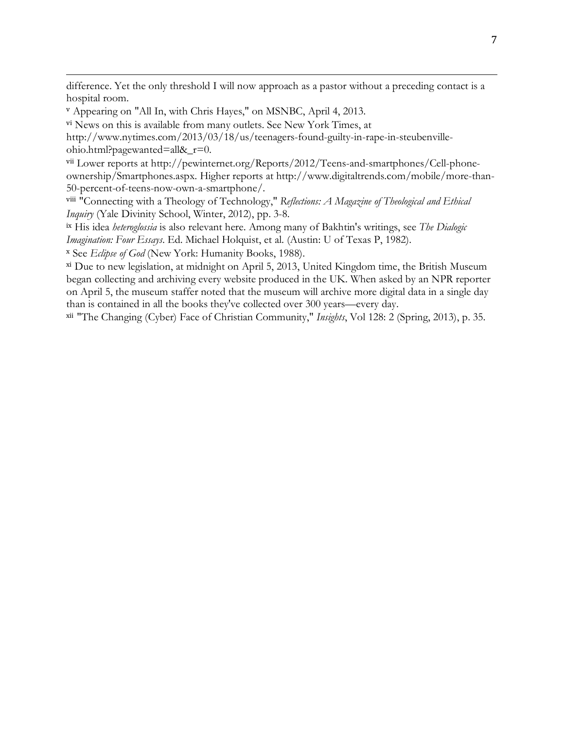difference. Yet the only threshold I will now approach as a pastor without a preceding contact is a hospital room.

[v] Appearing on "All In, with Chris Hayes," on MSNBC, April 4, 2013.

[vi] News on this is available from many outlets. See New York Times, at http://www.nytimes.com/2013/03/18/us/teenagers-found-guilty-in-rape-in-steubenville-ohio.html?pagewanted=all&_r=0.

[vii] Lower reports at http://pewinternet.org/Reports/2012/Teens-and-smartphones/Cell-phone-ownership/Smartphones.aspx. Higher reports at http://www.digitaltrends.com/mobile/more-than-50-percent-of-teens-now-own-a-smartphone/.

[viii] "Connecting with a Theology of Technology," *Reflections: A Magazine of Theological and Ethical Inquiry* (Yale Divinity School, Winter, 2012), pp. 3-8.

[ix] His idea *heteroglossia* is also relevant here. Among many of Bakhtin's writings, see *The Dialogic Imagination: Four Essays*. Ed. Michael Holquist, et al. (Austin: U of Texas P, 1982).

[x] See *Eclipse of God* (New York: Humanity Books, 1988).

[xi] Due to new legislation, at midnight on April 5, 2013, United Kingdom time, the British Museum began collecting and archiving every website produced in the UK. When asked by an NPR reporter on April 5, the museum staffer noted that the museum will archive more digital data in a single day than is contained in all the books they've collected over 300 years—every day.

[xii] "The Changing (Cyber) Face of Christian Community," *Insights*, Vol 128: 2 (Spring, 2013), p. 35.